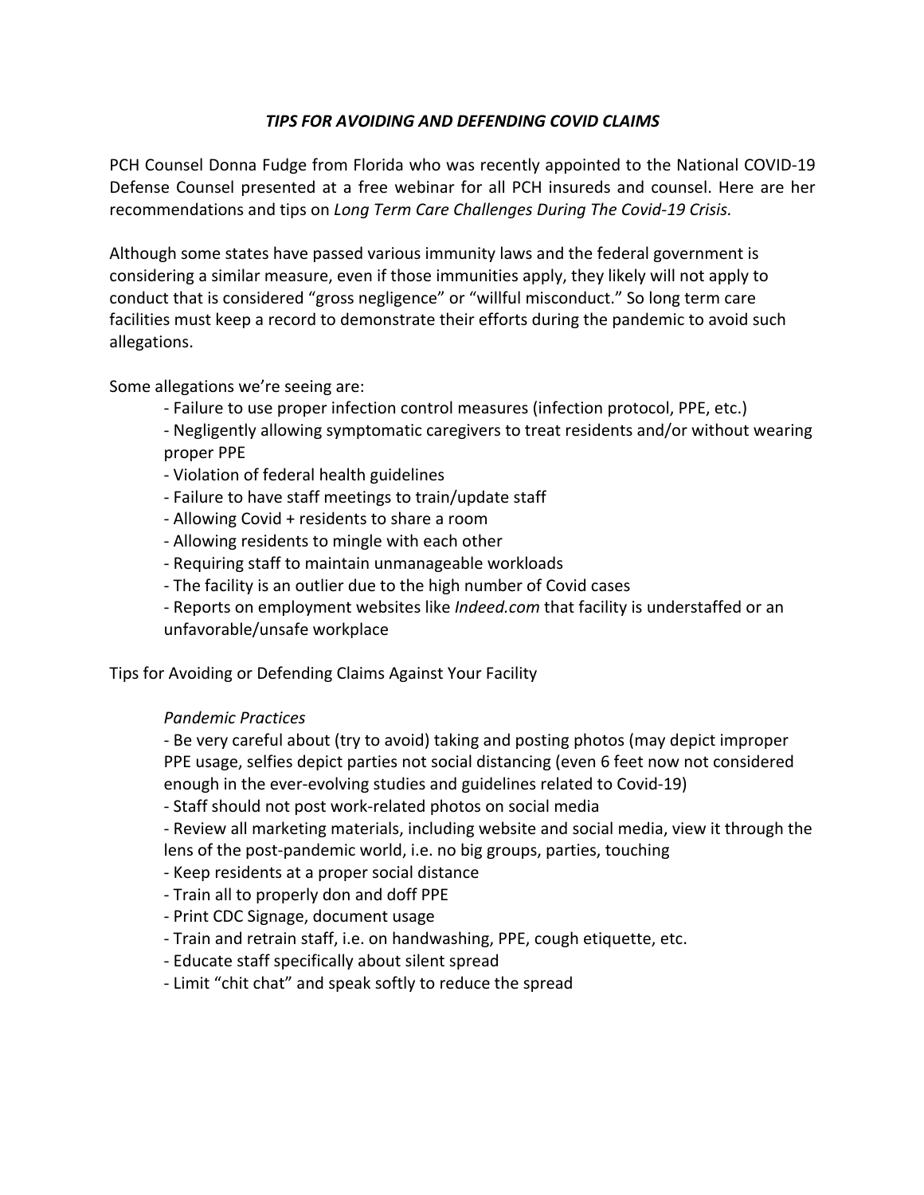# *TIPS FOR AVOIDING AND DEFENDING COVID CLAIMS*

PCH Counsel Donna Fudge from Florida who was recently appointed to the National COVID-19 Defense Counsel presented at a free webinar for all PCH insureds and counsel. Here are her recommendations and tips on *Long Term Care Challenges During The Covid-19 Crisis.*

Although some states have passed various immunity laws and the federal government is considering a similar measure, even if those immunities apply, they likely will not apply to conduct that is considered "gross negligence" or "willful misconduct." So long term care facilities must keep a record to demonstrate their efforts during the pandemic to avoid such allegations.

Some allegations we're seeing are:

- Failure to use proper infection control measures (infection protocol, PPE, etc.)
- Negligently allowing symptomatic caregivers to treat residents and/or without wearing proper PPE
- Violation of federal health guidelines
- Failure to have staff meetings to train/update staff
- Allowing Covid + residents to share a room
- Allowing residents to mingle with each other
- Requiring staff to maintain unmanageable workloads
- The facility is an outlier due to the high number of Covid cases
- Reports on employment websites like *Indeed.com* that facility is understaffed or an unfavorable/unsafe workplace

Tips for Avoiding or Defending Claims Against Your Facility

*Pandemic Practices*

- Be very careful about (try to avoid) taking and posting photos (may depict improper PPE usage, selfies depict parties not social distancing (even 6 feet now not considered enough in the ever-evolving studies and guidelines related to Covid-19)
- Staff should not post work-related photos on social media
- Review all marketing materials, including website and social media, view it through the lens of the post-pandemic world, i.e. no big groups, parties, touching
- Keep residents at a proper social distance
- Train all to properly don and doff PPE
- Print CDC Signage, document usage
- Train and retrain staff, i.e. on handwashing, PPE, cough etiquette, etc.
- Educate staff specifically about silent spread
- Limit "chit chat" and speak softly to reduce the spread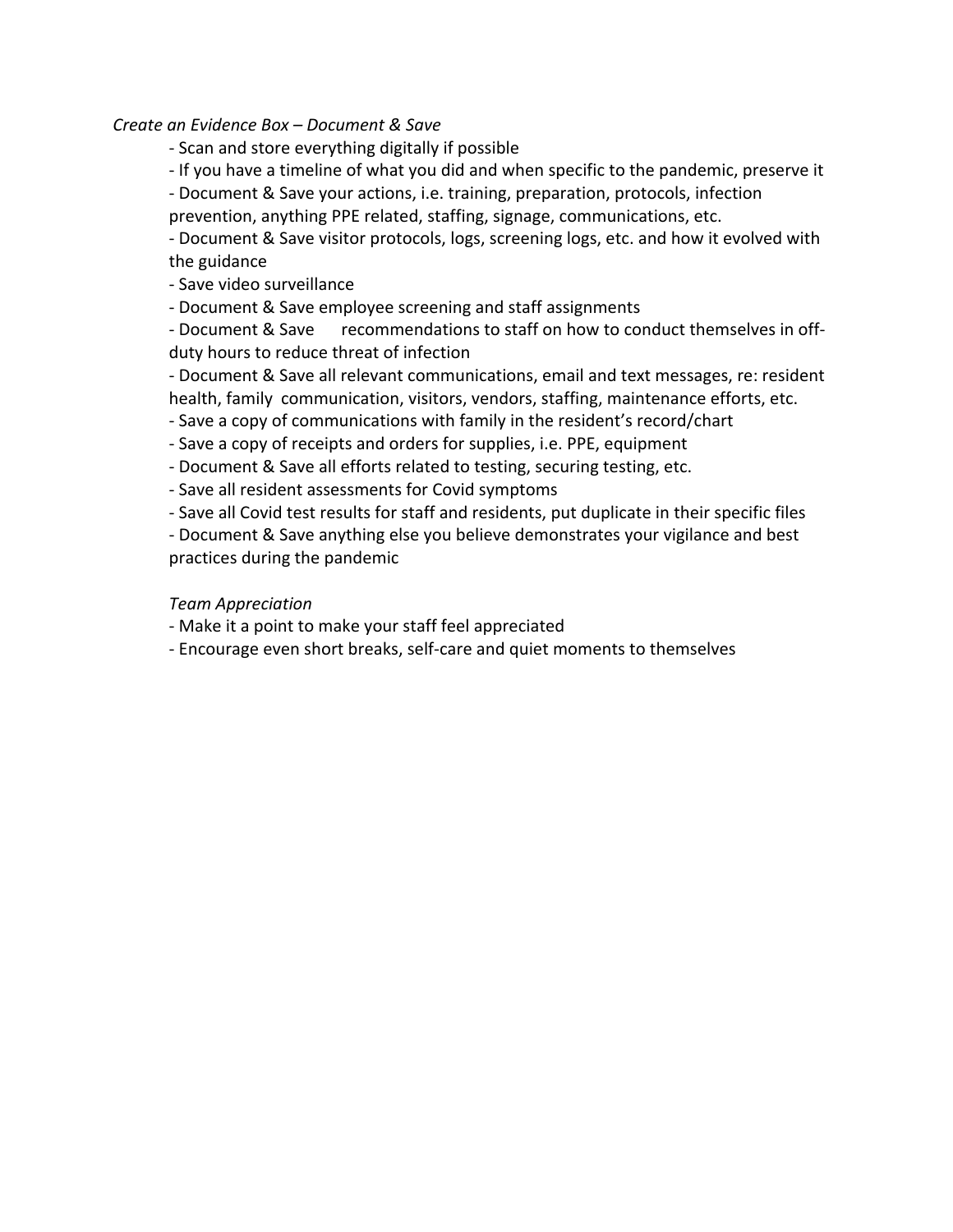*Create an Evidence Box – Document & Save*

- Scan and store everything digitally if possible
- If you have a timeline of what you did and when specific to the pandemic, preserve it
- Document & Save your actions, i.e. training, preparation, protocols, infection prevention, anything PPE related, staffing, signage, communications, etc.
- Document & Save visitor protocols, logs, screening logs, etc. and how it evolved with the guidance
- Save video surveillance
- Document & Save employee screening and staff assignments
- Document & Save recommendations to staff on how to conduct themselves in off-duty hours to reduce threat of infection
- Document & Save all relevant communications, email and text messages, re: resident health, family communication, visitors, vendors, staffing, maintenance efforts, etc.
- Save a copy of communications with family in the resident's record/chart
- Save a copy of receipts and orders for supplies, i.e. PPE, equipment
- Document & Save all efforts related to testing, securing testing, etc.
- Save all resident assessments for Covid symptoms
- Save all Covid test results for staff and residents, put duplicate in their specific files
- Document & Save anything else you believe demonstrates your vigilance and best practices during the pandemic

*Team Appreciation*

- Make it a point to make your staff feel appreciated
- Encourage even short breaks, self-care and quiet moments to themselves